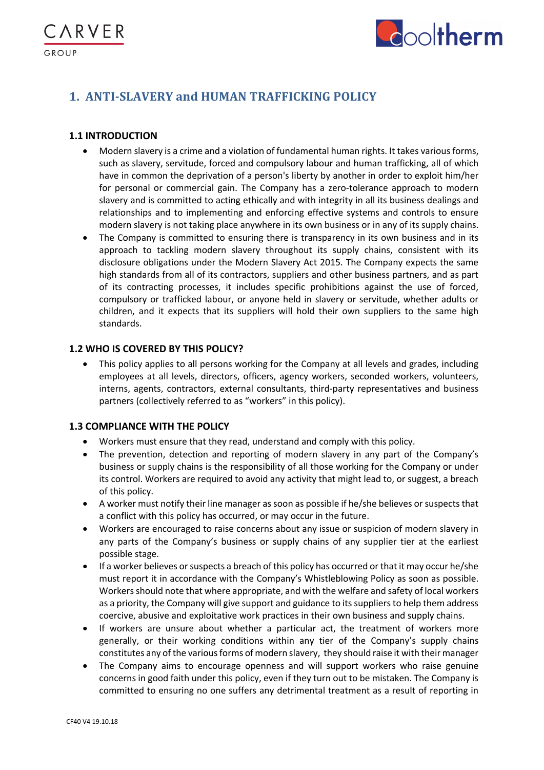# 1. ANTI-SLAVERY and HUMAN TRAFFICKING POLICY

## 1.1 INTRODUCTION

- Modern slavery is a crime and a violation of fundamental human rights. It takes various forms, such as slavery, servitude, forced and compulsory labour and human trafficking, all of which have in common the deprivation of a person's liberty by another in order to exploit him/her for personal or commercial gain. The Company has a zero-tolerance approach to modern slavery and is committed to acting ethically and with integrity in all its business dealings and relationships and to implementing and enforcing effective systems and controls to ensure modern slavery is not taking place anywhere in its own business or in any of its supply chains.
- The Company is committed to ensuring there is transparency in its own business and in its approach to tackling modern slavery throughout its supply chains, consistent with its disclosure obligations under the Modern Slavery Act 2015. The Company expects the same high standards from all of its contractors, suppliers and other business partners, and as part of its contracting processes, it includes specific prohibitions against the use of forced, compulsory or trafficked labour, or anyone held in slavery or servitude, whether adults or children, and it expects that its suppliers will hold their own suppliers to the same high standards.

## 1.2 WHO IS COVERED BY THIS POLICY?

- This policy applies to all persons working for the Company at all levels and grades, including employees at all levels, directors, officers, agency workers, seconded workers, volunteers, interns, agents, contractors, external consultants, third-party representatives and business partners (collectively referred to as "workers" in this policy).

## 1.3 COMPLIANCE WITH THE POLICY

- Workers must ensure that they read, understand and comply with this policy.
- The prevention, detection and reporting of modern slavery in any part of the Company's business or supply chains is the responsibility of all those working for the Company or under its control. Workers are required to avoid any activity that might lead to, or suggest, a breach of this policy.
- A worker must notify their line manager as soon as possible if he/she believes or suspects that a conflict with this policy has occurred, or may occur in the future.
- Workers are encouraged to raise concerns about any issue or suspicion of modern slavery in any parts of the Company's business or supply chains of any supplier tier at the earliest possible stage.
- If a worker believes or suspects a breach of this policy has occurred or that it may occur he/she must report it in accordance with the Company's Whistleblowing Policy as soon as possible. Workers should note that where appropriate, and with the welfare and safety of local workers as a priority, the Company will give support and guidance to its suppliers to help them address coercive, abusive and exploitative work practices in their own business and supply chains.
- If workers are unsure about whether a particular act, the treatment of workers more generally, or their working conditions within any tier of the Company's supply chains constitutes any of the various forms of modern slavery, they should raise it with their manager
- The Company aims to encourage openness and will support workers who raise genuine concerns in good faith under this policy, even if they turn out to be mistaken. The Company is committed to ensuring no one suffers any detrimental treatment as a result of reporting in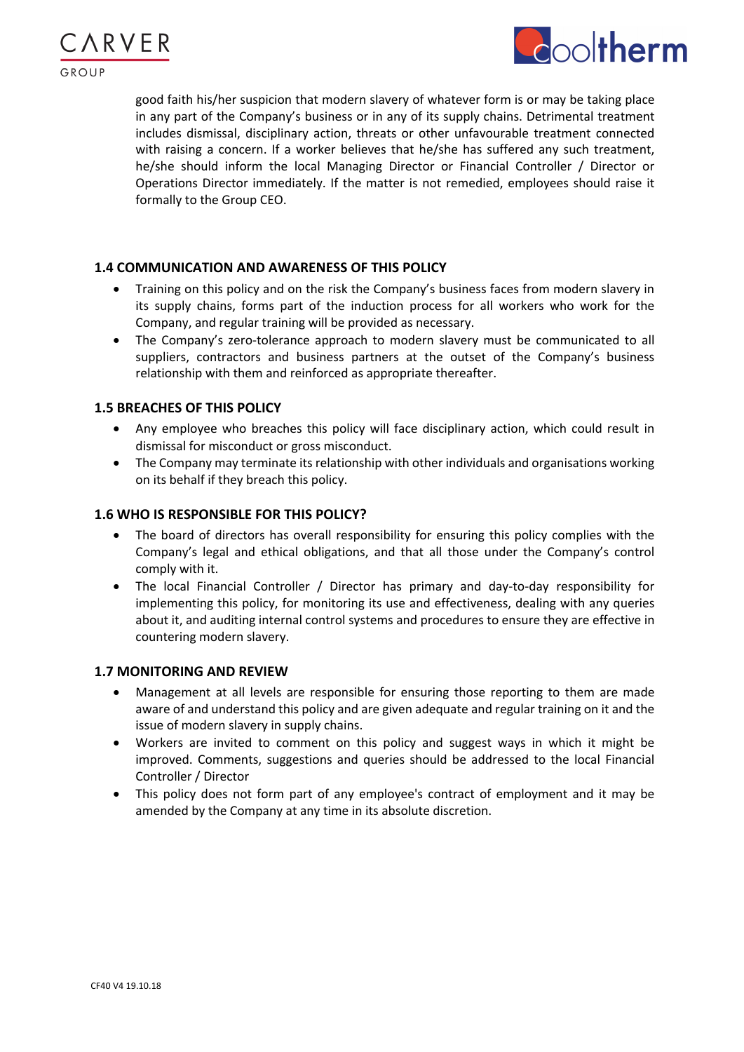good faith his/her suspicion that modern slavery of whatever form is or may be taking place in any part of the Company's business or in any of its supply chains. Detrimental treatment includes dismissal, disciplinary action, threats or other unfavourable treatment connected with raising a concern. If a worker believes that he/she has suffered any such treatment, he/she should inform the local Managing Director or Financial Controller / Director or Operations Director immediately. If the matter is not remedied, employees should raise it formally to the Group CEO.

### 1.4 COMMUNICATION AND AWARENESS OF THIS POLICY

- Training on this policy and on the risk the Company's business faces from modern slavery in its supply chains, forms part of the induction process for all workers who work for the Company, and regular training will be provided as necessary.
- The Company's zero-tolerance approach to modern slavery must be communicated to all suppliers, contractors and business partners at the outset of the Company's business relationship with them and reinforced as appropriate thereafter.

### 1.5 BREACHES OF THIS POLICY

- Any employee who breaches this policy will face disciplinary action, which could result in dismissal for misconduct or gross misconduct.
- The Company may terminate its relationship with other individuals and organisations working on its behalf if they breach this policy.

### 1.6 WHO IS RESPONSIBLE FOR THIS POLICY?

- The board of directors has overall responsibility for ensuring this policy complies with the Company's legal and ethical obligations, and that all those under the Company's control comply with it.
- The local Financial Controller / Director has primary and day-to-day responsibility for implementing this policy, for monitoring its use and effectiveness, dealing with any queries about it, and auditing internal control systems and procedures to ensure they are effective in countering modern slavery.

### 1.7 MONITORING AND REVIEW

- Management at all levels are responsible for ensuring those reporting to them are made aware of and understand this policy and are given adequate and regular training on it and the issue of modern slavery in supply chains.
- Workers are invited to comment on this policy and suggest ways in which it might be improved. Comments, suggestions and queries should be addressed to the local Financial Controller / Director
- This policy does not form part of any employee's contract of employment and it may be amended by the Company at any time in its absolute discretion.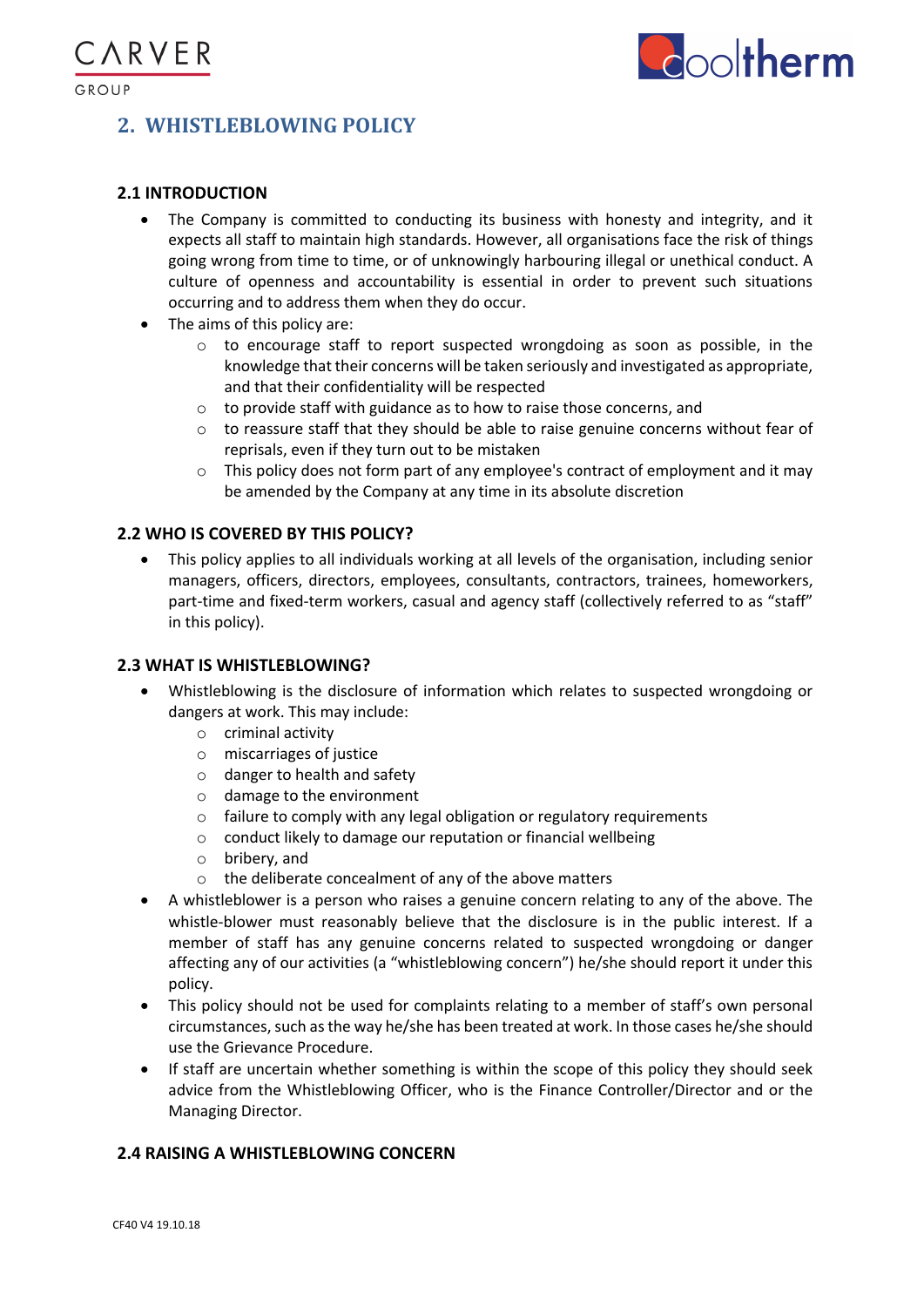## 2. WHISTLEBLOWING POLICY

### 2.1 INTRODUCTION

- The Company is committed to conducting its business with honesty and integrity, and it expects all staff to maintain high standards. However, all organisations face the risk of things going wrong from time to time, or of unknowingly harbouring illegal or unethical conduct. A culture of openness and accountability is essential in order to prevent such situations occurring and to address them when they do occur.
- The aims of this policy are:
    - to encourage staff to report suspected wrongdoing as soon as possible, in the knowledge that their concerns will be taken seriously and investigated as appropriate, and that their confidentiality will be respected
    - to provide staff with guidance as to how to raise those concerns, and
    - to reassure staff that they should be able to raise genuine concerns without fear of reprisals, even if they turn out to be mistaken
    - This policy does not form part of any employee's contract of employment and it may be amended by the Company at any time in its absolute discretion

### 2.2 WHO IS COVERED BY THIS POLICY?

- This policy applies to all individuals working at all levels of the organisation, including senior managers, officers, directors, employees, consultants, contractors, trainees, homeworkers, part-time and fixed-term workers, casual and agency staff (collectively referred to as "staff" in this policy).

### 2.3 WHAT IS WHISTLEBLOWING?

- Whistleblowing is the disclosure of information which relates to suspected wrongdoing or dangers at work. This may include:
    - criminal activity
    - miscarriages of justice
    - danger to health and safety
    - damage to the environment
    - failure to comply with any legal obligation or regulatory requirements
    - conduct likely to damage our reputation or financial wellbeing
    - bribery, and
    - the deliberate concealment of any of the above matters
- A whistleblower is a person who raises a genuine concern relating to any of the above. The whistle-blower must reasonably believe that the disclosure is in the public interest. If a member of staff has any genuine concerns related to suspected wrongdoing or danger affecting any of our activities (a "whistleblowing concern") he/she should report it under this policy.
- This policy should not be used for complaints relating to a member of staff's own personal circumstances, such as the way he/she has been treated at work. In those cases he/she should use the Grievance Procedure.
- If staff are uncertain whether something is within the scope of this policy they should seek advice from the Whistleblowing Officer, who is the Finance Controller/Director and or the Managing Director.

### 2.4 RAISING A WHISTLEBLOWING CONCERN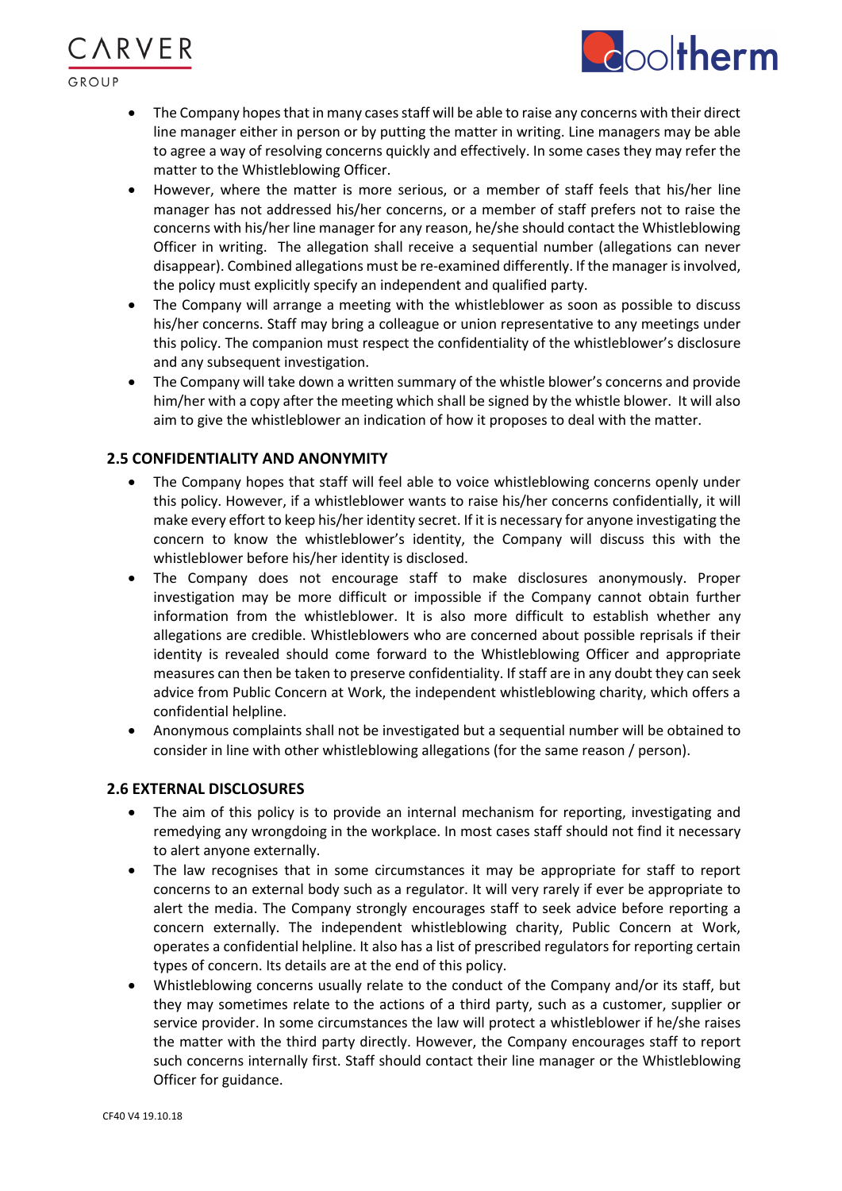- The Company hopes that in many cases staff will be able to raise any concerns with their direct line manager either in person or by putting the matter in writing. Line managers may be able to agree a way of resolving concerns quickly and effectively. In some cases they may refer the matter to the Whistleblowing Officer.
- However, where the matter is more serious, or a member of staff feels that his/her line manager has not addressed his/her concerns, or a member of staff prefers not to raise the concerns with his/her line manager for any reason, he/she should contact the Whistleblowing Officer in writing. The allegation shall receive a sequential number (allegations can never disappear). Combined allegations must be re-examined differently. If the manager is involved, the policy must explicitly specify an independent and qualified party.
- The Company will arrange a meeting with the whistleblower as soon as possible to discuss his/her concerns. Staff may bring a colleague or union representative to any meetings under this policy. The companion must respect the confidentiality of the whistleblower's disclosure and any subsequent investigation.
- The Company will take down a written summary of the whistle blower's concerns and provide him/her with a copy after the meeting which shall be signed by the whistle blower. It will also aim to give the whistleblower an indication of how it proposes to deal with the matter.

## 2.5 CONFIDENTIALITY AND ANONYMITY

- The Company hopes that staff will feel able to voice whistleblowing concerns openly under this policy. However, if a whistleblower wants to raise his/her concerns confidentially, it will make every effort to keep his/her identity secret. If it is necessary for anyone investigating the concern to know the whistleblower's identity, the Company will discuss this with the whistleblower before his/her identity is disclosed.
- The Company does not encourage staff to make disclosures anonymously. Proper investigation may be more difficult or impossible if the Company cannot obtain further information from the whistleblower. It is also more difficult to establish whether any allegations are credible. Whistleblowers who are concerned about possible reprisals if their identity is revealed should come forward to the Whistleblowing Officer and appropriate measures can then be taken to preserve confidentiality. If staff are in any doubt they can seek advice from Public Concern at Work, the independent whistleblowing charity, which offers a confidential helpline.
- Anonymous complaints shall not be investigated but a sequential number will be obtained to consider in line with other whistleblowing allegations (for the same reason / person).

## 2.6 EXTERNAL DISCLOSURES

- The aim of this policy is to provide an internal mechanism for reporting, investigating and remedying any wrongdoing in the workplace. In most cases staff should not find it necessary to alert anyone externally.
- The law recognises that in some circumstances it may be appropriate for staff to report concerns to an external body such as a regulator. It will very rarely if ever be appropriate to alert the media. The Company strongly encourages staff to seek advice before reporting a concern externally. The independent whistleblowing charity, Public Concern at Work, operates a confidential helpline. It also has a list of prescribed regulators for reporting certain types of concern. Its details are at the end of this policy.
- Whistleblowing concerns usually relate to the conduct of the Company and/or its staff, but they may sometimes relate to the actions of a third party, such as a customer, supplier or service provider. In some circumstances the law will protect a whistleblower if he/she raises the matter with the third party directly. However, the Company encourages staff to report such concerns internally first. Staff should contact their line manager or the Whistleblowing Officer for guidance.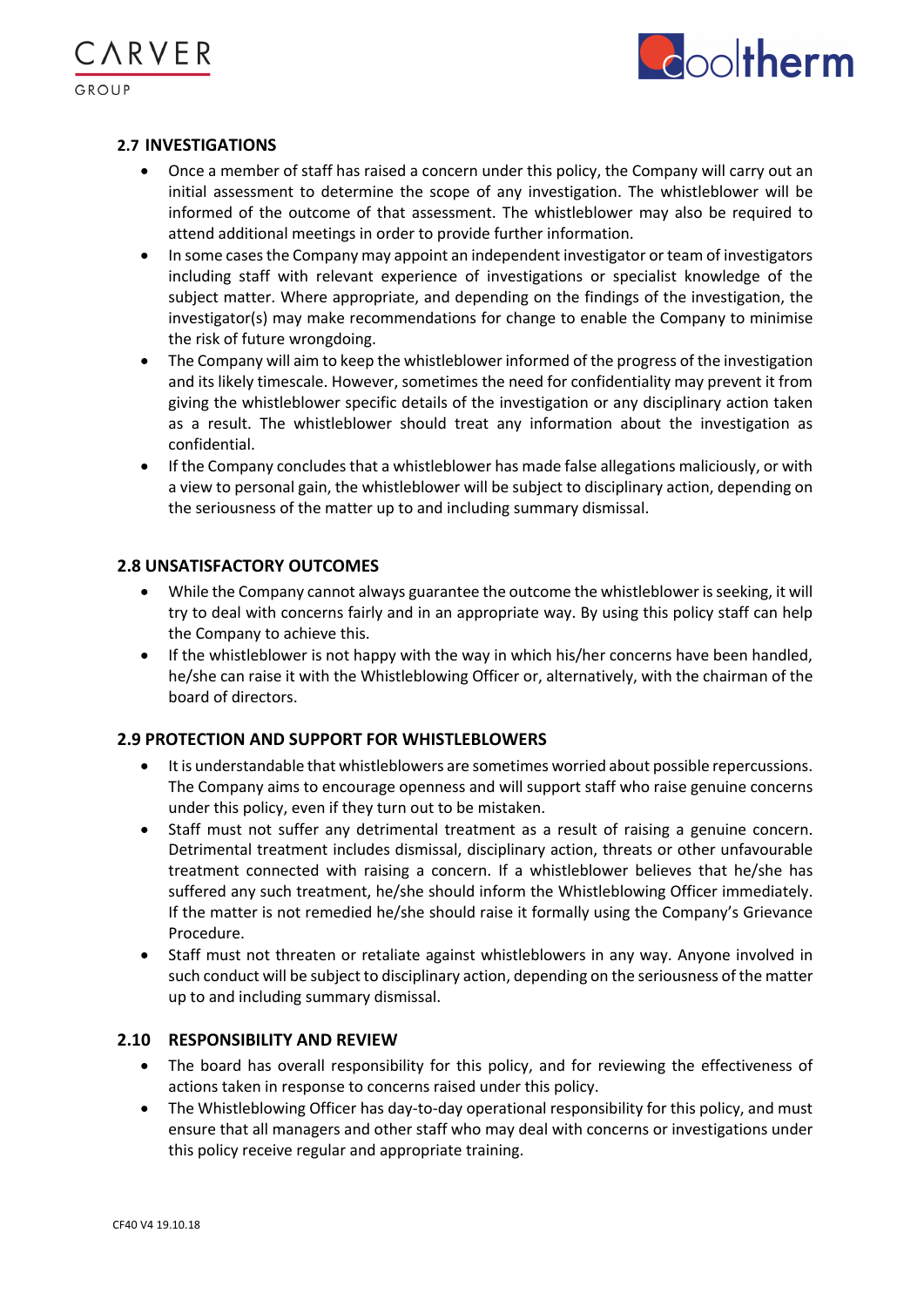## 2.7 INVESTIGATIONS

- Once a member of staff has raised a concern under this policy, the Company will carry out an initial assessment to determine the scope of any investigation. The whistleblower will be informed of the outcome of that assessment. The whistleblower may also be required to attend additional meetings in order to provide further information.
- In some cases the Company may appoint an independent investigator or team of investigators including staff with relevant experience of investigations or specialist knowledge of the subject matter. Where appropriate, and depending on the findings of the investigation, the investigator(s) may make recommendations for change to enable the Company to minimise the risk of future wrongdoing.
- The Company will aim to keep the whistleblower informed of the progress of the investigation and its likely timescale. However, sometimes the need for confidentiality may prevent it from giving the whistleblower specific details of the investigation or any disciplinary action taken as a result. The whistleblower should treat any information about the investigation as confidential.
- If the Company concludes that a whistleblower has made false allegations maliciously, or with a view to personal gain, the whistleblower will be subject to disciplinary action, depending on the seriousness of the matter up to and including summary dismissal.

## 2.8 UNSATISFACTORY OUTCOMES

- While the Company cannot always guarantee the outcome the whistleblower is seeking, it will try to deal with concerns fairly and in an appropriate way. By using this policy staff can help the Company to achieve this.
- If the whistleblower is not happy with the way in which his/her concerns have been handled, he/she can raise it with the Whistleblowing Officer or, alternatively, with the chairman of the board of directors.

## 2.9 PROTECTION AND SUPPORT FOR WHISTLEBLOWERS

- It is understandable that whistleblowers are sometimes worried about possible repercussions. The Company aims to encourage openness and will support staff who raise genuine concerns under this policy, even if they turn out to be mistaken.
- Staff must not suffer any detrimental treatment as a result of raising a genuine concern. Detrimental treatment includes dismissal, disciplinary action, threats or other unfavourable treatment connected with raising a concern. If a whistleblower believes that he/she has suffered any such treatment, he/she should inform the Whistleblowing Officer immediately. If the matter is not remedied he/she should raise it formally using the Company's Grievance Procedure.
- Staff must not threaten or retaliate against whistleblowers in any way. Anyone involved in such conduct will be subject to disciplinary action, depending on the seriousness of the matter up to and including summary dismissal.

## 2.10 RESPONSIBILITY AND REVIEW

- The board has overall responsibility for this policy, and for reviewing the effectiveness of actions taken in response to concerns raised under this policy.
- The Whistleblowing Officer has day-to-day operational responsibility for this policy, and must ensure that all managers and other staff who may deal with concerns or investigations under this policy receive regular and appropriate training.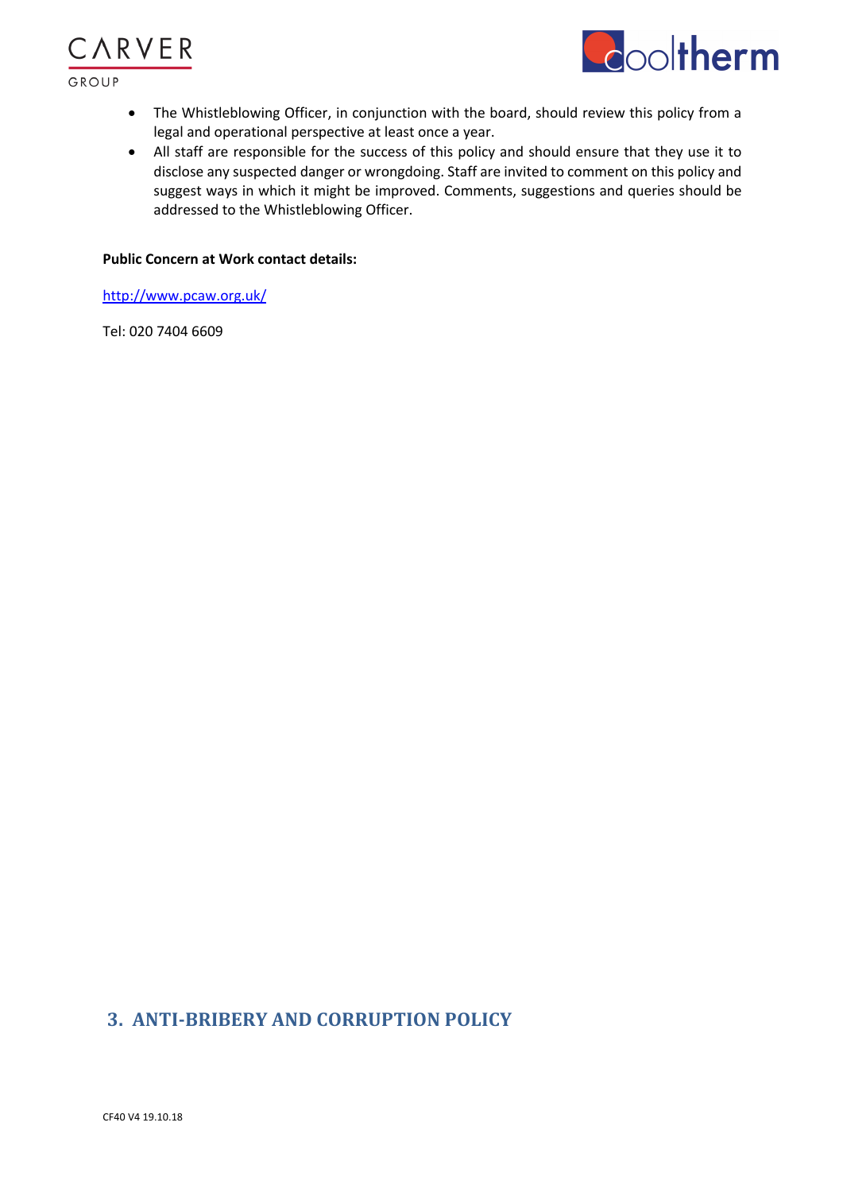- The Whistleblowing Officer, in conjunction with the board, should review this policy from a legal and operational perspective at least once a year.
- All staff are responsible for the success of this policy and should ensure that they use it to disclose any suspected danger or wrongdoing. Staff are invited to comment on this policy and suggest ways in which it might be improved. Comments, suggestions and queries should be addressed to the Whistleblowing Officer.

**Public Concern at Work contact details:**

http://www.pcaw.org.uk/

Tel: 020 7404 6609

## 3. ANTI-BRIBERY AND CORRUPTION POLICY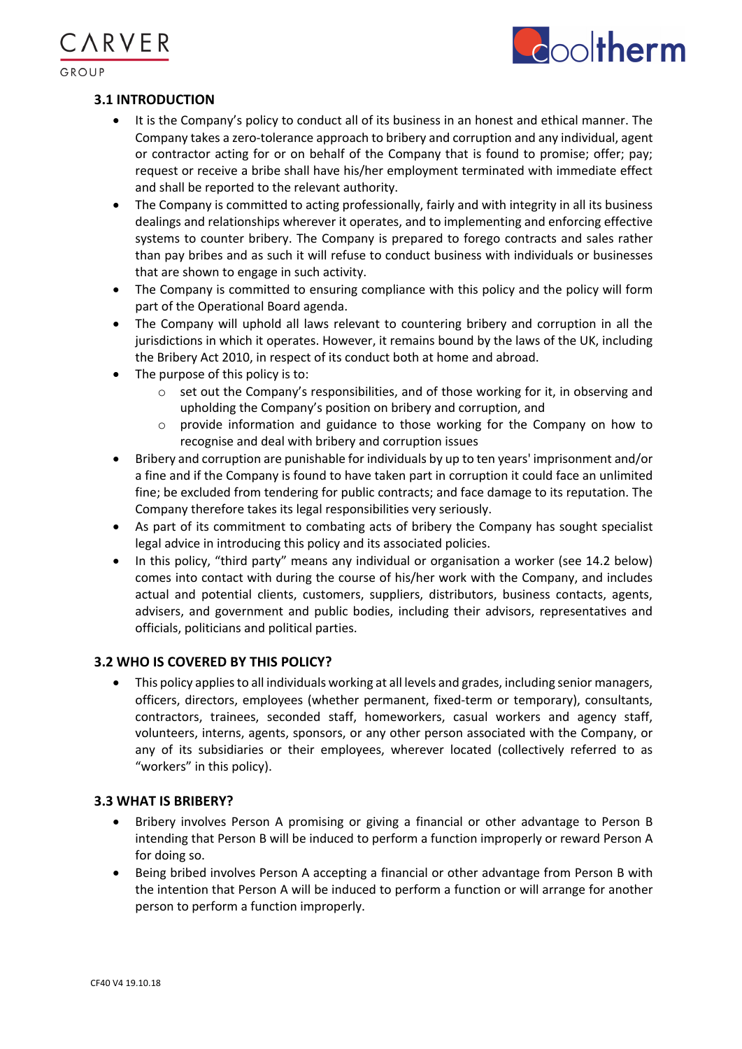### 3.1 INTRODUCTION

- It is the Company's policy to conduct all of its business in an honest and ethical manner. The Company takes a zero-tolerance approach to bribery and corruption and any individual, agent or contractor acting for or on behalf of the Company that is found to promise; offer; pay; request or receive a bribe shall have his/her employment terminated with immediate effect and shall be reported to the relevant authority.
- The Company is committed to acting professionally, fairly and with integrity in all its business dealings and relationships wherever it operates, and to implementing and enforcing effective systems to counter bribery. The Company is prepared to forego contracts and sales rather than pay bribes and as such it will refuse to conduct business with individuals or businesses that are shown to engage in such activity.
- The Company is committed to ensuring compliance with this policy and the policy will form part of the Operational Board agenda.
- The Company will uphold all laws relevant to countering bribery and corruption in all the jurisdictions in which it operates. However, it remains bound by the laws of the UK, including the Bribery Act 2010, in respect of its conduct both at home and abroad.
- The purpose of this policy is to:
  - set out the Company's responsibilities, and of those working for it, in observing and upholding the Company's position on bribery and corruption, and
  - provide information and guidance to those working for the Company on how to recognise and deal with bribery and corruption issues
- Bribery and corruption are punishable for individuals by up to ten years' imprisonment and/or a fine and if the Company is found to have taken part in corruption it could face an unlimited fine; be excluded from tendering for public contracts; and face damage to its reputation. The Company therefore takes its legal responsibilities very seriously.
- As part of its commitment to combating acts of bribery the Company has sought specialist legal advice in introducing this policy and its associated policies.
- In this policy, "third party" means any individual or organisation a worker (see 14.2 below) comes into contact with during the course of his/her work with the Company, and includes actual and potential clients, customers, suppliers, distributors, business contacts, agents, advisers, and government and public bodies, including their advisors, representatives and officials, politicians and political parties.

### 3.2 WHO IS COVERED BY THIS POLICY?

- This policy applies to all individuals working at all levels and grades, including senior managers, officers, directors, employees (whether permanent, fixed-term or temporary), consultants, contractors, trainees, seconded staff, homeworkers, casual workers and agency staff, volunteers, interns, agents, sponsors, or any other person associated with the Company, or any of its subsidiaries or their employees, wherever located (collectively referred to as "workers" in this policy).

### 3.3 WHAT IS BRIBERY?

- Bribery involves Person A promising or giving a financial or other advantage to Person B intending that Person B will be induced to perform a function improperly or reward Person A for doing so.
- Being bribed involves Person A accepting a financial or other advantage from Person B with the intention that Person A will be induced to perform a function or will arrange for another person to perform a function improperly.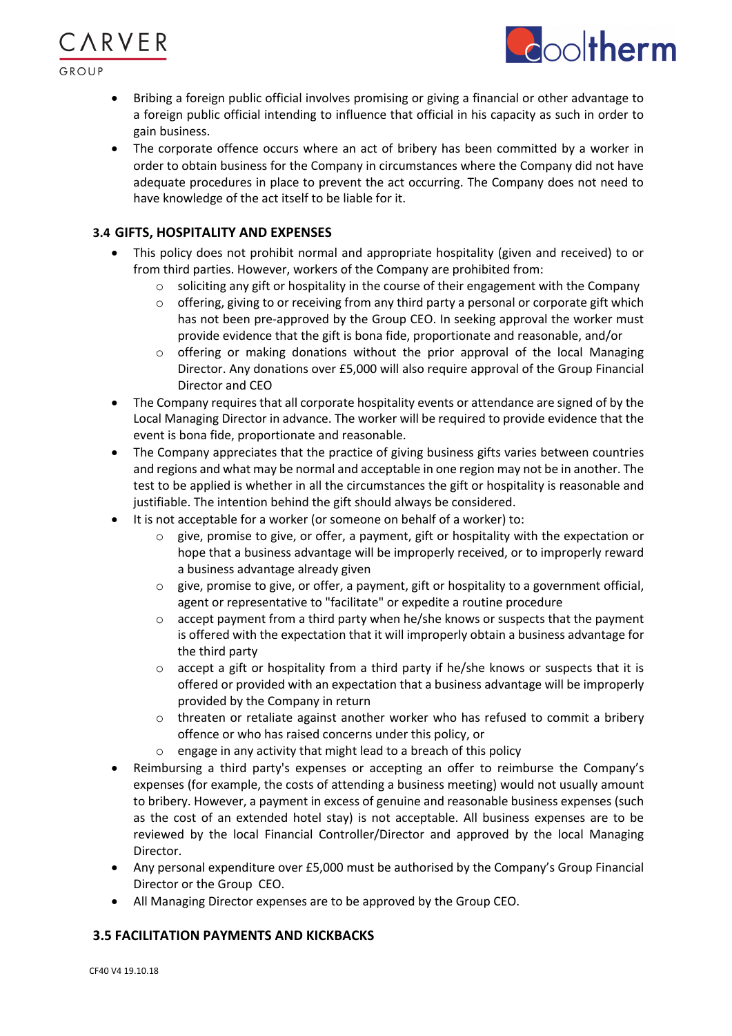- Bribing a foreign public official involves promising or giving a financial or other advantage to a foreign public official intending to influence that official in his capacity as such in order to gain business.
- The corporate offence occurs where an act of bribery has been committed by a worker in order to obtain business for the Company in circumstances where the Company did not have adequate procedures in place to prevent the act occurring. The Company does not need to have knowledge of the act itself to be liable for it.

### 3.4 GIFTS, HOSPITALITY AND EXPENSES

- This policy does not prohibit normal and appropriate hospitality (given and received) to or from third parties. However, workers of the Company are prohibited from:
  - soliciting any gift or hospitality in the course of their engagement with the Company
  - offering, giving to or receiving from any third party a personal or corporate gift which has not been pre-approved by the Group CEO. In seeking approval the worker must provide evidence that the gift is bona fide, proportionate and reasonable, and/or
  - offering or making donations without the prior approval of the local Managing Director. Any donations over £5,000 will also require approval of the Group Financial Director and CEO
- The Company requires that all corporate hospitality events or attendance are signed of by the Local Managing Director in advance. The worker will be required to provide evidence that the event is bona fide, proportionate and reasonable.
- The Company appreciates that the practice of giving business gifts varies between countries and regions and what may be normal and acceptable in one region may not be in another. The test to be applied is whether in all the circumstances the gift or hospitality is reasonable and justifiable. The intention behind the gift should always be considered.
- It is not acceptable for a worker (or someone on behalf of a worker) to:
  - give, promise to give, or offer, a payment, gift or hospitality with the expectation or hope that a business advantage will be improperly received, or to improperly reward a business advantage already given
  - give, promise to give, or offer, a payment, gift or hospitality to a government official, agent or representative to "facilitate" or expedite a routine procedure
  - accept payment from a third party when he/she knows or suspects that the payment is offered with the expectation that it will improperly obtain a business advantage for the third party
  - accept a gift or hospitality from a third party if he/she knows or suspects that it is offered or provided with an expectation that a business advantage will be improperly provided by the Company in return
  - threaten or retaliate against another worker who has refused to commit a bribery offence or who has raised concerns under this policy, or
  - engage in any activity that might lead to a breach of this policy
- Reimbursing a third party's expenses or accepting an offer to reimburse the Company's expenses (for example, the costs of attending a business meeting) would not usually amount to bribery. However, a payment in excess of genuine and reasonable business expenses (such as the cost of an extended hotel stay) is not acceptable. All business expenses are to be reviewed by the local Financial Controller/Director and approved by the local Managing Director.
- Any personal expenditure over £5,000 must be authorised by the Company's Group Financial Director or the Group CEO.
- All Managing Director expenses are to be approved by the Group CEO.

### 3.5 FACILITATION PAYMENTS AND KICKBACKS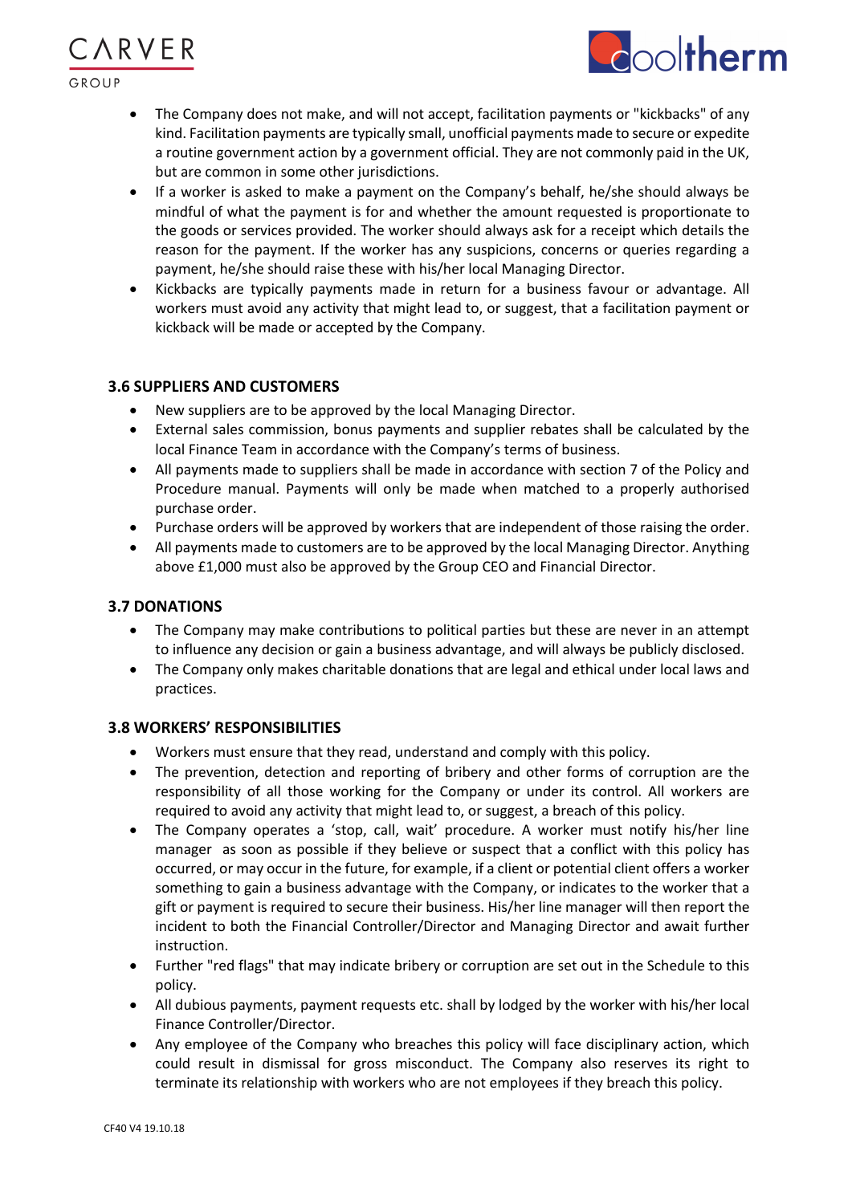- The Company does not make, and will not accept, facilitation payments or "kickbacks" of any kind. Facilitation payments are typically small, unofficial payments made to secure or expedite a routine government action by a government official. They are not commonly paid in the UK, but are common in some other jurisdictions.
- If a worker is asked to make a payment on the Company's behalf, he/she should always be mindful of what the payment is for and whether the amount requested is proportionate to the goods or services provided. The worker should always ask for a receipt which details the reason for the payment. If the worker has any suspicions, concerns or queries regarding a payment, he/she should raise these with his/her local Managing Director.
- Kickbacks are typically payments made in return for a business favour or advantage. All workers must avoid any activity that might lead to, or suggest, that a facilitation payment or kickback will be made or accepted by the Company.

### 3.6 SUPPLIERS AND CUSTOMERS

- New suppliers are to be approved by the local Managing Director.
- External sales commission, bonus payments and supplier rebates shall be calculated by the local Finance Team in accordance with the Company's terms of business.
- All payments made to suppliers shall be made in accordance with section 7 of the Policy and Procedure manual. Payments will only be made when matched to a properly authorised purchase order.
- Purchase orders will be approved by workers that are independent of those raising the order.
- All payments made to customers are to be approved by the local Managing Director. Anything above £1,000 must also be approved by the Group CEO and Financial Director.

### 3.7 DONATIONS

- The Company may make contributions to political parties but these are never in an attempt to influence any decision or gain a business advantage, and will always be publicly disclosed.
- The Company only makes charitable donations that are legal and ethical under local laws and practices.

### 3.8 WORKERS' RESPONSIBILITIES

- Workers must ensure that they read, understand and comply with this policy.
- The prevention, detection and reporting of bribery and other forms of corruption are the responsibility of all those working for the Company or under its control. All workers are required to avoid any activity that might lead to, or suggest, a breach of this policy.
- The Company operates a 'stop, call, wait' procedure. A worker must notify his/her line manager as soon as possible if they believe or suspect that a conflict with this policy has occurred, or may occur in the future, for example, if a client or potential client offers a worker something to gain a business advantage with the Company, or indicates to the worker that a gift or payment is required to secure their business. His/her line manager will then report the incident to both the Financial Controller/Director and Managing Director and await further instruction.
- Further "red flags" that may indicate bribery or corruption are set out in the Schedule to this policy.
- All dubious payments, payment requests etc. shall by lodged by the worker with his/her local Finance Controller/Director.
- Any employee of the Company who breaches this policy will face disciplinary action, which could result in dismissal for gross misconduct. The Company also reserves its right to terminate its relationship with workers who are not employees if they breach this policy.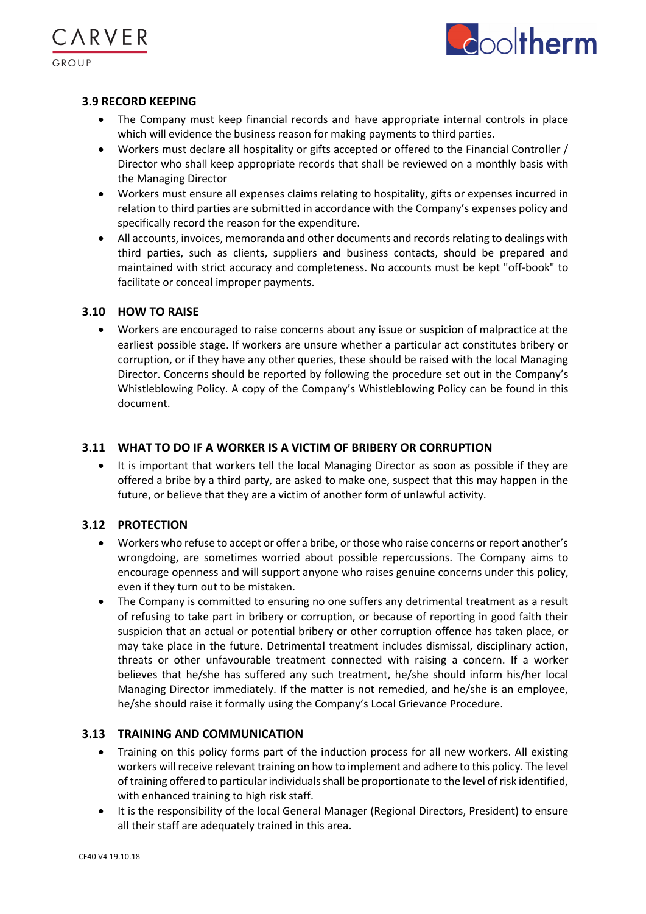### 3.9 RECORD KEEPING

- The Company must keep financial records and have appropriate internal controls in place which will evidence the business reason for making payments to third parties.
- Workers must declare all hospitality or gifts accepted or offered to the Financial Controller / Director who shall keep appropriate records that shall be reviewed on a monthly basis with the Managing Director
- Workers must ensure all expenses claims relating to hospitality, gifts or expenses incurred in relation to third parties are submitted in accordance with the Company's expenses policy and specifically record the reason for the expenditure.
- All accounts, invoices, memoranda and other documents and records relating to dealings with third parties, such as clients, suppliers and business contacts, should be prepared and maintained with strict accuracy and completeness. No accounts must be kept "off-book" to facilitate or conceal improper payments.

### 3.10 HOW TO RAISE

- Workers are encouraged to raise concerns about any issue or suspicion of malpractice at the earliest possible stage. If workers are unsure whether a particular act constitutes bribery or corruption, or if they have any other queries, these should be raised with the local Managing Director. Concerns should be reported by following the procedure set out in the Company's Whistleblowing Policy. A copy of the Company's Whistleblowing Policy can be found in this document.

### 3.11 WHAT TO DO IF A WORKER IS A VICTIM OF BRIBERY OR CORRUPTION

- It is important that workers tell the local Managing Director as soon as possible if they are offered a bribe by a third party, are asked to make one, suspect that this may happen in the future, or believe that they are a victim of another form of unlawful activity.

### 3.12 PROTECTION

- Workers who refuse to accept or offer a bribe, or those who raise concerns or report another's wrongdoing, are sometimes worried about possible repercussions. The Company aims to encourage openness and will support anyone who raises genuine concerns under this policy, even if they turn out to be mistaken.
- The Company is committed to ensuring no one suffers any detrimental treatment as a result of refusing to take part in bribery or corruption, or because of reporting in good faith their suspicion that an actual or potential bribery or other corruption offence has taken place, or may take place in the future. Detrimental treatment includes dismissal, disciplinary action, threats or other unfavourable treatment connected with raising a concern. If a worker believes that he/she has suffered any such treatment, he/she should inform his/her local Managing Director immediately. If the matter is not remedied, and he/she is an employee, he/she should raise it formally using the Company's Local Grievance Procedure.

### 3.13 TRAINING AND COMMUNICATION

- Training on this policy forms part of the induction process for all new workers. All existing workers will receive relevant training on how to implement and adhere to this policy. The level of training offered to particular individuals shall be proportionate to the level of risk identified, with enhanced training to high risk staff.
- It is the responsibility of the local General Manager (Regional Directors, President) to ensure all their staff are adequately trained in this area.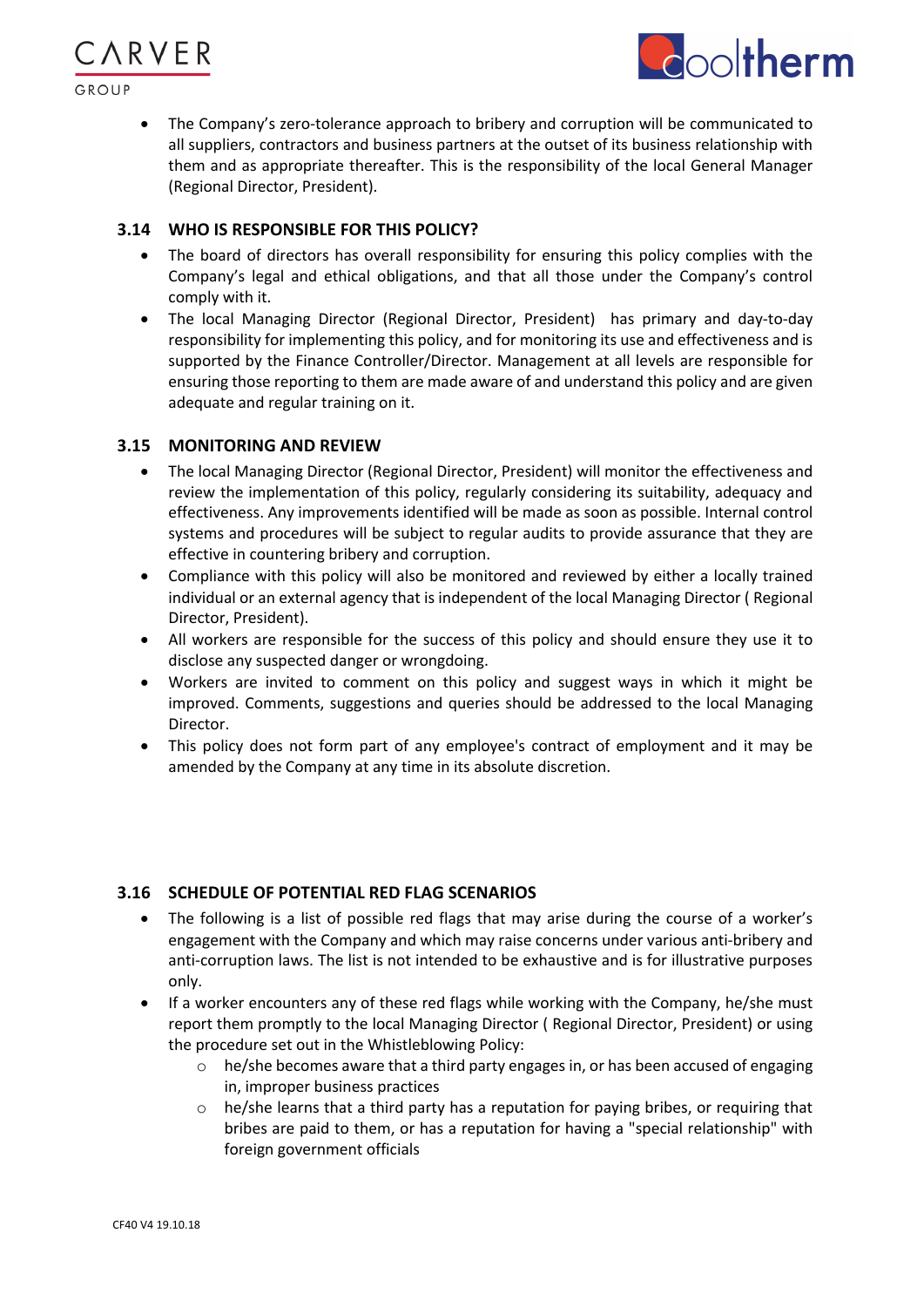- The Company's zero-tolerance approach to bribery and corruption will be communicated to all suppliers, contractors and business partners at the outset of its business relationship with them and as appropriate thereafter. This is the responsibility of the local General Manager (Regional Director, President).

### 3.14 WHO IS RESPONSIBLE FOR THIS POLICY?

- The board of directors has overall responsibility for ensuring this policy complies with the Company's legal and ethical obligations, and that all those under the Company's control comply with it.
- The local Managing Director (Regional Director, President) has primary and day-to-day responsibility for implementing this policy, and for monitoring its use and effectiveness and is supported by the Finance Controller/Director. Management at all levels are responsible for ensuring those reporting to them are made aware of and understand this policy and are given adequate and regular training on it.

### 3.15 MONITORING AND REVIEW

- The local Managing Director (Regional Director, President) will monitor the effectiveness and review the implementation of this policy, regularly considering its suitability, adequacy and effectiveness. Any improvements identified will be made as soon as possible. Internal control systems and procedures will be subject to regular audits to provide assurance that they are effective in countering bribery and corruption.
- Compliance with this policy will also be monitored and reviewed by either a locally trained individual or an external agency that is independent of the local Managing Director ( Regional Director, President).
- All workers are responsible for the success of this policy and should ensure they use it to disclose any suspected danger or wrongdoing.
- Workers are invited to comment on this policy and suggest ways in which it might be improved. Comments, suggestions and queries should be addressed to the local Managing Director.
- This policy does not form part of any employee's contract of employment and it may be amended by the Company at any time in its absolute discretion.

### 3.16 SCHEDULE OF POTENTIAL RED FLAG SCENARIOS

- The following is a list of possible red flags that may arise during the course of a worker's engagement with the Company and which may raise concerns under various anti-bribery and anti-corruption laws. The list is not intended to be exhaustive and is for illustrative purposes only.
- If a worker encounters any of these red flags while working with the Company, he/she must report them promptly to the local Managing Director ( Regional Director, President) or using the procedure set out in the Whistleblowing Policy:
  - he/she becomes aware that a third party engages in, or has been accused of engaging in, improper business practices
  - he/she learns that a third party has a reputation for paying bribes, or requiring that bribes are paid to them, or has a reputation for having a "special relationship" with foreign government officials

CF40 V4 19.10.18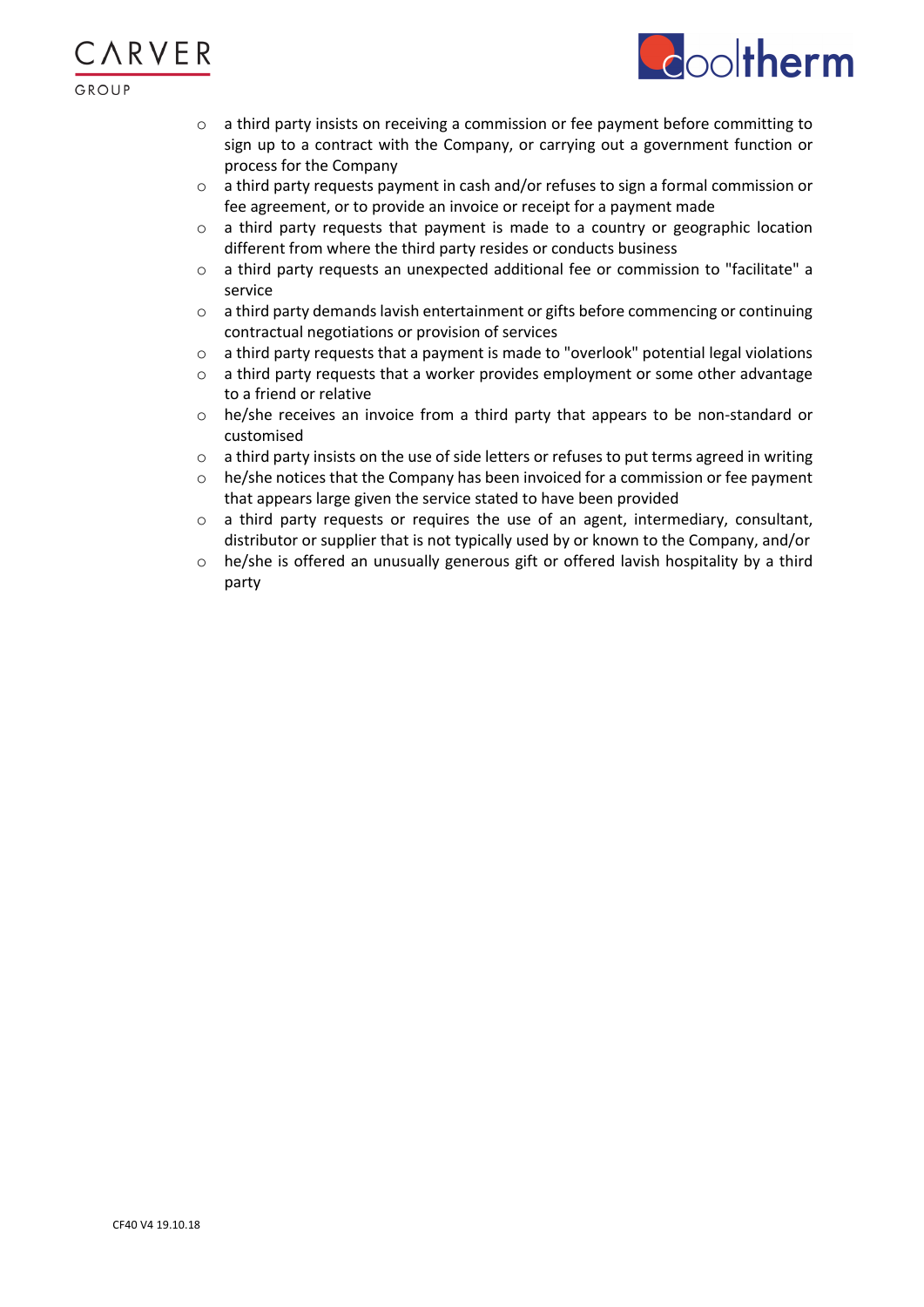- a third party insists on receiving a commission or fee payment before committing to sign up to a contract with the Company, or carrying out a government function or process for the Company
- a third party requests payment in cash and/or refuses to sign a formal commission or fee agreement, or to provide an invoice or receipt for a payment made
- a third party requests that payment is made to a country or geographic location different from where the third party resides or conducts business
- a third party requests an unexpected additional fee or commission to "facilitate" a service
- a third party demands lavish entertainment or gifts before commencing or continuing contractual negotiations or provision of services
- a third party requests that a payment is made to "overlook" potential legal violations
- a third party requests that a worker provides employment or some other advantage to a friend or relative
- he/she receives an invoice from a third party that appears to be non-standard or customised
- a third party insists on the use of side letters or refuses to put terms agreed in writing
- he/she notices that the Company has been invoiced for a commission or fee payment that appears large given the service stated to have been provided
- a third party requests or requires the use of an agent, intermediary, consultant, distributor or supplier that is not typically used by or known to the Company, and/or
- he/she is offered an unusually generous gift or offered lavish hospitality by a third party